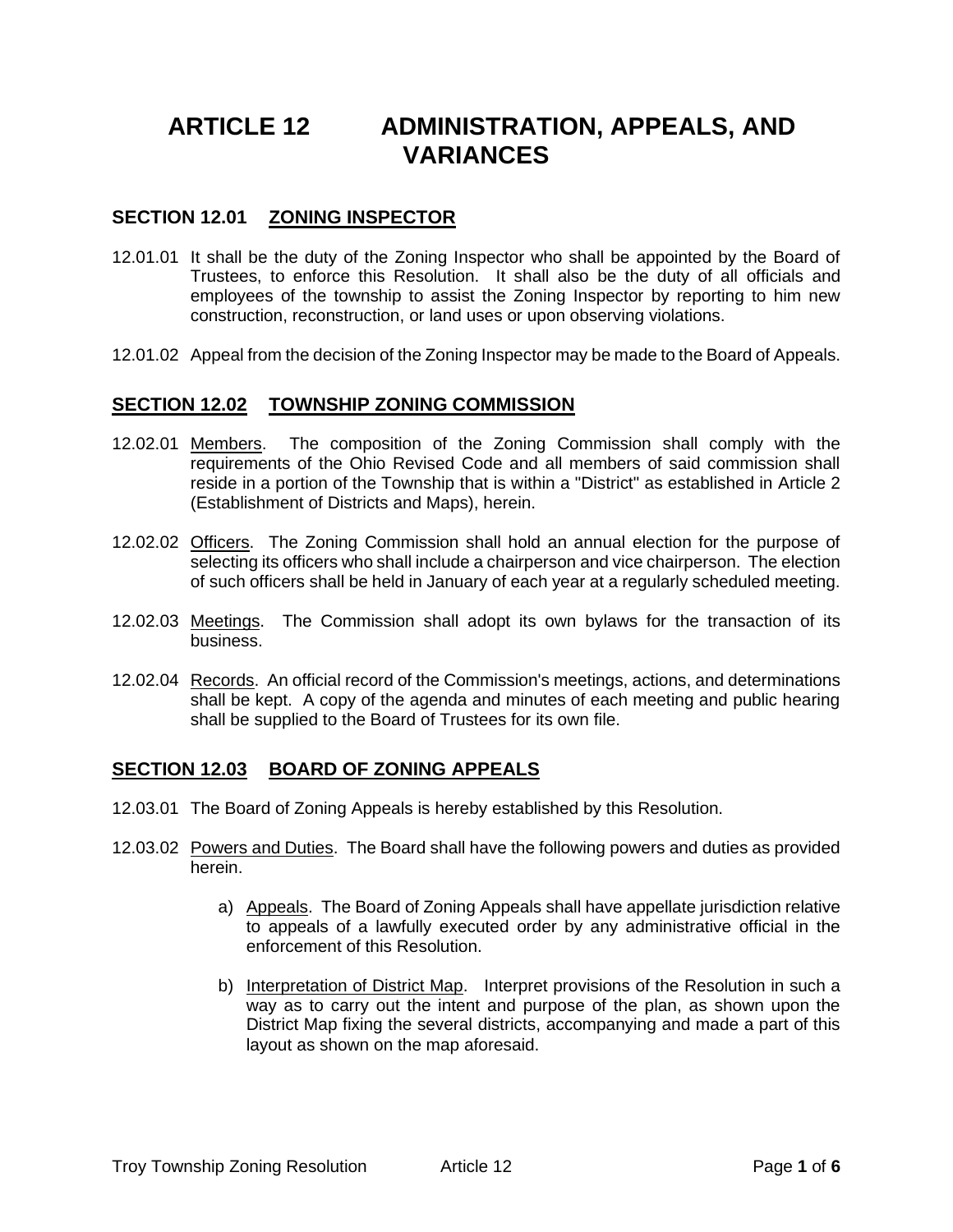# ARTICLE 12 ADMINISTRATION, APPEALS, AND VARIANCES

## SECTION 12.01 ZONING INSPECTOR

12.01.01 It shall be the duty of the Zoning Inspector who shall be appointed by the Board of Trustees, to enforce this Resolution. It shall also be the duty of all officials and employees of the township to assist the Zoning Inspector by reporting to him new construction, reconstruction, or land uses or upon observing violations.

12.01.02 Appeal from the decision of the Zoning Inspector may be made to the Board of Appeals.

## SECTION 12.02 TOWNSHIP ZONING COMMISSION

12.02.01 Members. The composition of the Zoning Commission shall comply with the requirements of the Ohio Revised Code and all members of said commission shall reside in a portion of the Township that is within a "District" as established in Article 2 (Establishment of Districts and Maps), herein.

12.02.02 Officers. The Zoning Commission shall hold an annual election for the purpose of selecting its officers who shall include a chairperson and vice chairperson. The election of such officers shall be held in January of each year at a regularly scheduled meeting.

12.02.03 Meetings. The Commission shall adopt its own bylaws for the transaction of its business.

12.02.04 Records. An official record of the Commission's meetings, actions, and determinations shall be kept. A copy of the agenda and minutes of each meeting and public hearing shall be supplied to the Board of Trustees for its own file.

## SECTION 12.03 BOARD OF ZONING APPEALS

12.03.01 The Board of Zoning Appeals is hereby established by this Resolution.

12.03.02 Powers and Duties. The Board shall have the following powers and duties as provided herein.

a) Appeals. The Board of Zoning Appeals shall have appellate jurisdiction relative to appeals of a lawfully executed order by any administrative official in the enforcement of this Resolution.

b) Interpretation of District Map. Interpret provisions of the Resolution in such a way as to carry out the intent and purpose of the plan, as shown upon the District Map fixing the several districts, accompanying and made a part of this layout as shown on the map aforesaid.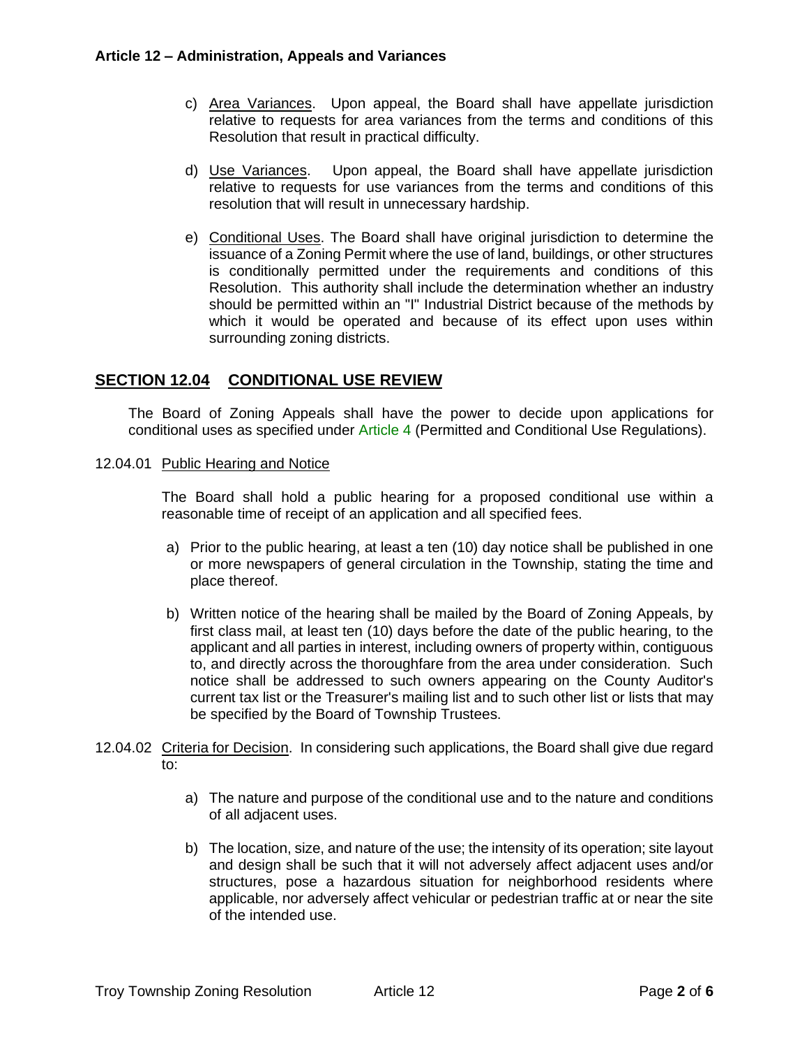c) Area Variances. Upon appeal, the Board shall have appellate jurisdiction relative to requests for area variances from the terms and conditions of this Resolution that result in practical difficulty.

d) Use Variances. Upon appeal, the Board shall have appellate jurisdiction relative to requests for use variances from the terms and conditions of this resolution that will result in unnecessary hardship.

e) Conditional Uses. The Board shall have original jurisdiction to determine the issuance of a Zoning Permit where the use of land, buildings, or other structures is conditionally permitted under the requirements and conditions of this Resolution. This authority shall include the determination whether an industry should be permitted within an "I" Industrial District because of the methods by which it would be operated and because of its effect upon uses within surrounding zoning districts.

## SECTION 12.04 CONDITIONAL USE REVIEW

The Board of Zoning Appeals shall have the power to decide upon applications for conditional uses as specified under Article 4 (Permitted and Conditional Use Regulations).

12.04.01 Public Hearing and Notice

The Board shall hold a public hearing for a proposed conditional use within a reasonable time of receipt of an application and all specified fees.

a) Prior to the public hearing, at least a ten (10) day notice shall be published in one or more newspapers of general circulation in the Township, stating the time and place thereof.

b) Written notice of the hearing shall be mailed by the Board of Zoning Appeals, by first class mail, at least ten (10) days before the date of the public hearing, to the applicant and all parties in interest, including owners of property within, contiguous to, and directly across the thoroughfare from the area under consideration. Such notice shall be addressed to such owners appearing on the County Auditor's current tax list or the Treasurer's mailing list and to such other list or lists that may be specified by the Board of Township Trustees.

12.04.02 Criteria for Decision. In considering such applications, the Board shall give due regard to:

a) The nature and purpose of the conditional use and to the nature and conditions of all adjacent uses.

b) The location, size, and nature of the use; the intensity of its operation; site layout and design shall be such that it will not adversely affect adjacent uses and/or structures, pose a hazardous situation for neighborhood residents where applicable, nor adversely affect vehicular or pedestrian traffic at or near the site of the intended use.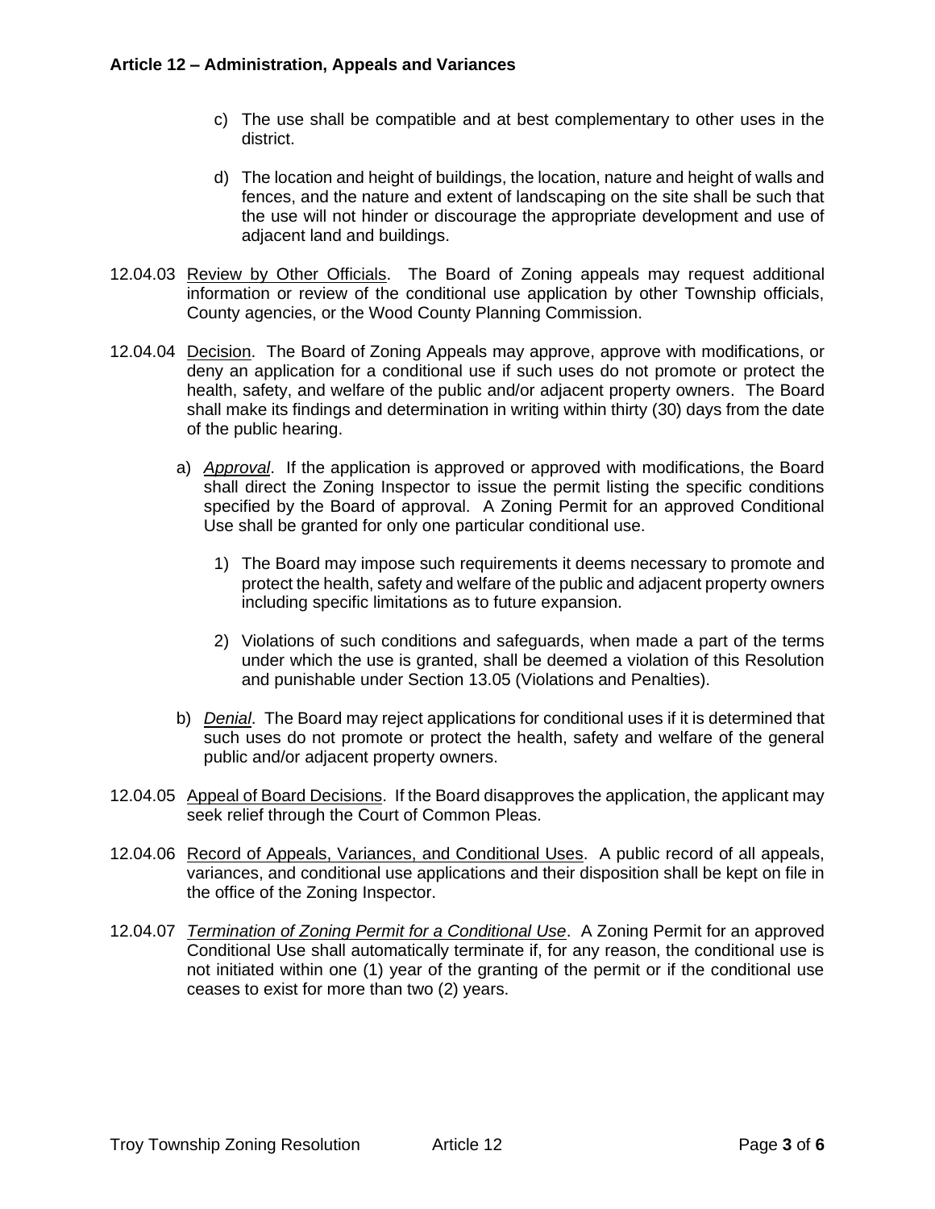c) The use shall be compatible and at best complementary to other uses in the district.

d) The location and height of buildings, the location, nature and height of walls and fences, and the nature and extent of landscaping on the site shall be such that the use will not hinder or discourage the appropriate development and use of adjacent land and buildings.

12.04.03 Review by Other Officials. The Board of Zoning appeals may request additional information or review of the conditional use application by other Township officials, County agencies, or the Wood County Planning Commission.

12.04.04 Decision. The Board of Zoning Appeals may approve, approve with modifications, or deny an application for a conditional use if such uses do not promote or protect the health, safety, and welfare of the public and/or adjacent property owners. The Board shall make its findings and determination in writing within thirty (30) days from the date of the public hearing.

a) *Approval*. If the application is approved or approved with modifications, the Board shall direct the Zoning Inspector to issue the permit listing the specific conditions specified by the Board of approval. A Zoning Permit for an approved Conditional Use shall be granted for only one particular conditional use.

   1) The Board may impose such requirements it deems necessary to promote and protect the health, safety and welfare of the public and adjacent property owners including specific limitations as to future expansion.

   2) Violations of such conditions and safeguards, when made a part of the terms under which the use is granted, shall be deemed a violation of this Resolution and punishable under Section 13.05 (Violations and Penalties).

b) *Denial*. The Board may reject applications for conditional uses if it is determined that such uses do not promote or protect the health, safety and welfare of the general public and/or adjacent property owners.

12.04.05 Appeal of Board Decisions. If the Board disapproves the application, the applicant may seek relief through the Court of Common Pleas.

12.04.06 Record of Appeals, Variances, and Conditional Uses. A public record of all appeals, variances, and conditional use applications and their disposition shall be kept on file in the office of the Zoning Inspector.

12.04.07 *Termination of Zoning Permit for a Conditional Use*. A Zoning Permit for an approved Conditional Use shall automatically terminate if, for any reason, the conditional use is not initiated within one (1) year of the granting of the permit or if the conditional use ceases to exist for more than two (2) years.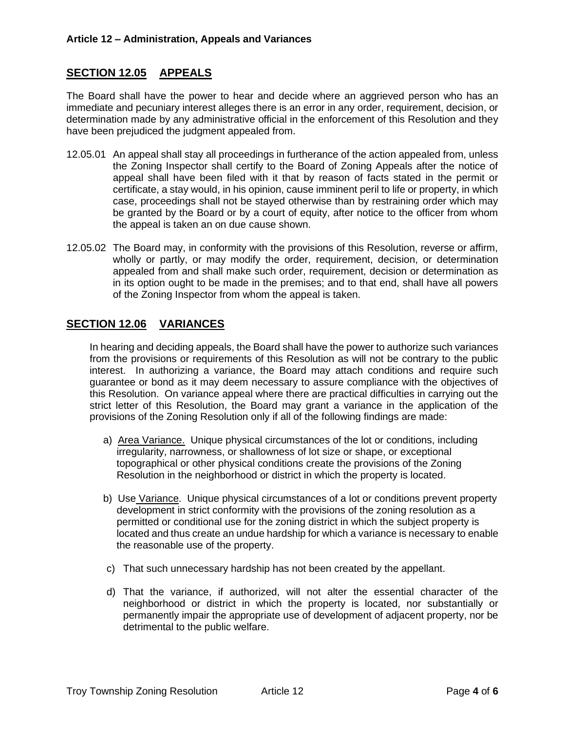## SECTION 12.05 APPEALS

The Board shall have the power to hear and decide where an aggrieved person who has an immediate and pecuniary interest alleges there is an error in any order, requirement, decision, or determination made by any administrative official in the enforcement of this Resolution and they have been prejudiced the judgment appealed from.

12.05.01 An appeal shall stay all proceedings in furtherance of the action appealed from, unless the Zoning Inspector shall certify to the Board of Zoning Appeals after the notice of appeal shall have been filed with it that by reason of facts stated in the permit or certificate, a stay would, in his opinion, cause imminent peril to life or property, in which case, proceedings shall not be stayed otherwise than by restraining order which may be granted by the Board or by a court of equity, after notice to the officer from whom the appeal is taken an on due cause shown.

12.05.02 The Board may, in conformity with the provisions of this Resolution, reverse or affirm, wholly or partly, or may modify the order, requirement, decision, or determination appealed from and shall make such order, requirement, decision or determination as in its option ought to be made in the premises; and to that end, shall have all powers of the Zoning Inspector from whom the appeal is taken.

## SECTION 12.06 VARIANCES

In hearing and deciding appeals, the Board shall have the power to authorize such variances from the provisions or requirements of this Resolution as will not be contrary to the public interest. In authorizing a variance, the Board may attach conditions and require such guarantee or bond as it may deem necessary to assure compliance with the objectives of this Resolution. On variance appeal where there are practical difficulties in carrying out the strict letter of this Resolution, the Board may grant a variance in the application of the provisions of the Zoning Resolution only if all of the following findings are made:

a) Area Variance. Unique physical circumstances of the lot or conditions, including irregularity, narrowness, or shallowness of lot size or shape, or exceptional topographical or other physical conditions create the provisions of the Zoning Resolution in the neighborhood or district in which the property is located.

b) Use Variance. Unique physical circumstances of a lot or conditions prevent property development in strict conformity with the provisions of the zoning resolution as a permitted or conditional use for the zoning district in which the subject property is located and thus create an undue hardship for which a variance is necessary to enable the reasonable use of the property.

c) That such unnecessary hardship has not been created by the appellant.

d) That the variance, if authorized, will not alter the essential character of the neighborhood or district in which the property is located, nor substantially or permanently impair the appropriate use of development of adjacent property, nor be detrimental to the public welfare.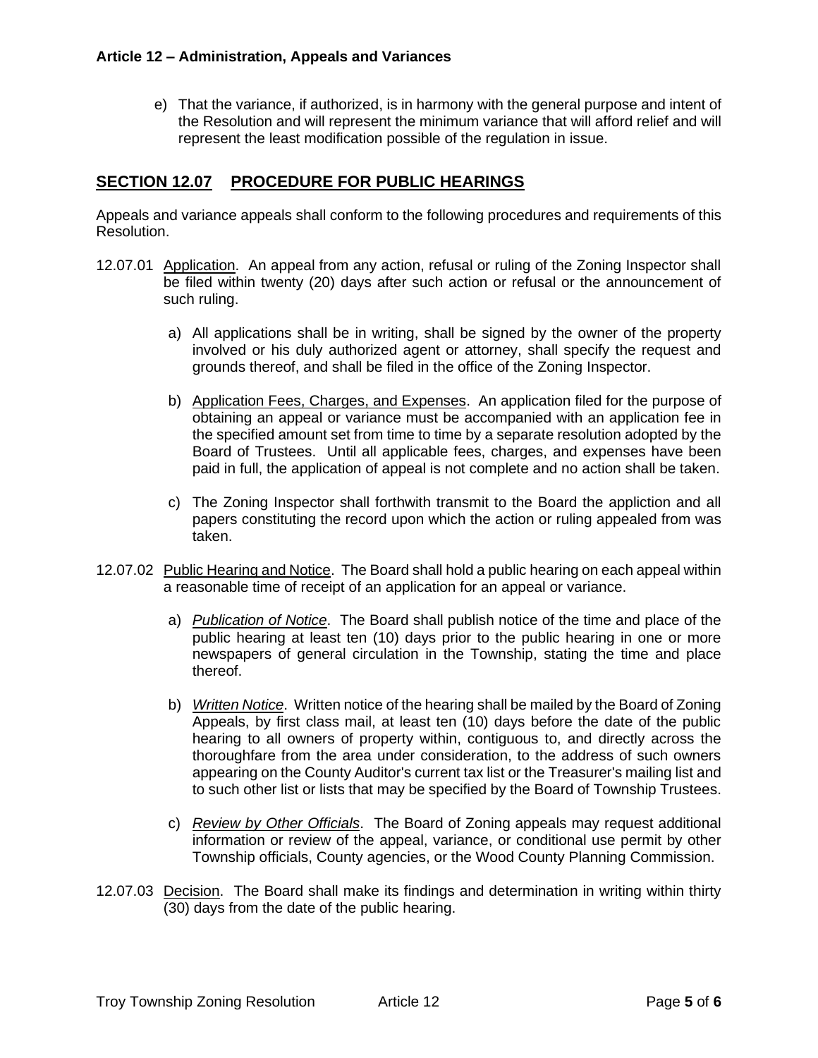e) That the variance, if authorized, is in harmony with the general purpose and intent of the Resolution and will represent the minimum variance that will afford relief and will represent the least modification possible of the regulation in issue.

## SECTION 12.07 PROCEDURE FOR PUBLIC HEARINGS

Appeals and variance appeals shall conform to the following procedures and requirements of this Resolution.

12.07.01 Application. An appeal from any action, refusal or ruling of the Zoning Inspector shall be filed within twenty (20) days after such action or refusal or the announcement of such ruling.

a) All applications shall be in writing, shall be signed by the owner of the property involved or his duly authorized agent or attorney, shall specify the request and grounds thereof, and shall be filed in the office of the Zoning Inspector.

b) Application Fees, Charges, and Expenses. An application filed for the purpose of obtaining an appeal or variance must be accompanied with an application fee in the specified amount set from time to time by a separate resolution adopted by the Board of Trustees. Until all applicable fees, charges, and expenses have been paid in full, the application of appeal is not complete and no action shall be taken.

c) The Zoning Inspector shall forthwith transmit to the Board the appliction and all papers constituting the record upon which the action or ruling appealed from was taken.

12.07.02 Public Hearing and Notice. The Board shall hold a public hearing on each appeal within a reasonable time of receipt of an application for an appeal or variance.

a) *Publication of Notice*. The Board shall publish notice of the time and place of the public hearing at least ten (10) days prior to the public hearing in one or more newspapers of general circulation in the Township, stating the time and place thereof.

b) *Written Notice*. Written notice of the hearing shall be mailed by the Board of Zoning Appeals, by first class mail, at least ten (10) days before the date of the public hearing to all owners of property within, contiguous to, and directly across the thoroughfare from the area under consideration, to the address of such owners appearing on the County Auditor's current tax list or the Treasurer's mailing list and to such other list or lists that may be specified by the Board of Township Trustees.

c) *Review by Other Officials*. The Board of Zoning appeals may request additional information or review of the appeal, variance, or conditional use permit by other Township officials, County agencies, or the Wood County Planning Commission.

12.07.03 Decision. The Board shall make its findings and determination in writing within thirty (30) days from the date of the public hearing.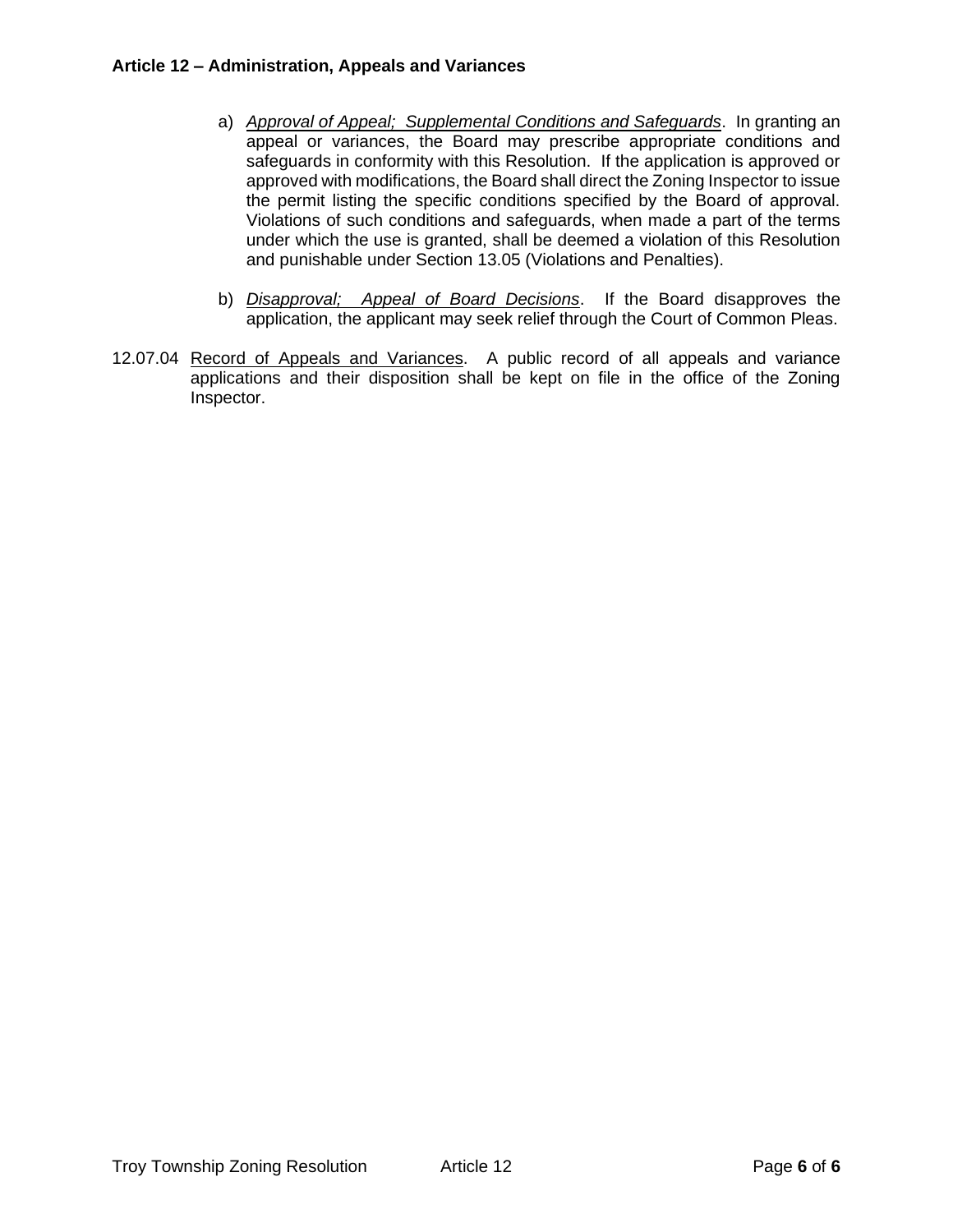a) *Approval of Appeal; Supplemental Conditions and Safeguards*. In granting an appeal or variances, the Board may prescribe appropriate conditions and safeguards in conformity with this Resolution. If the application is approved or approved with modifications, the Board shall direct the Zoning Inspector to issue the permit listing the specific conditions specified by the Board of approval. Violations of such conditions and safeguards, when made a part of the terms under which the use is granted, shall be deemed a violation of this Resolution and punishable under Section 13.05 (Violations and Penalties).

b) *Disapproval; Appeal of Board Decisions*. If the Board disapproves the application, the applicant may seek relief through the Court of Common Pleas.

12.07.04 Record of Appeals and Variances. A public record of all appeals and variance applications and their disposition shall be kept on file in the office of the Zoning Inspector.